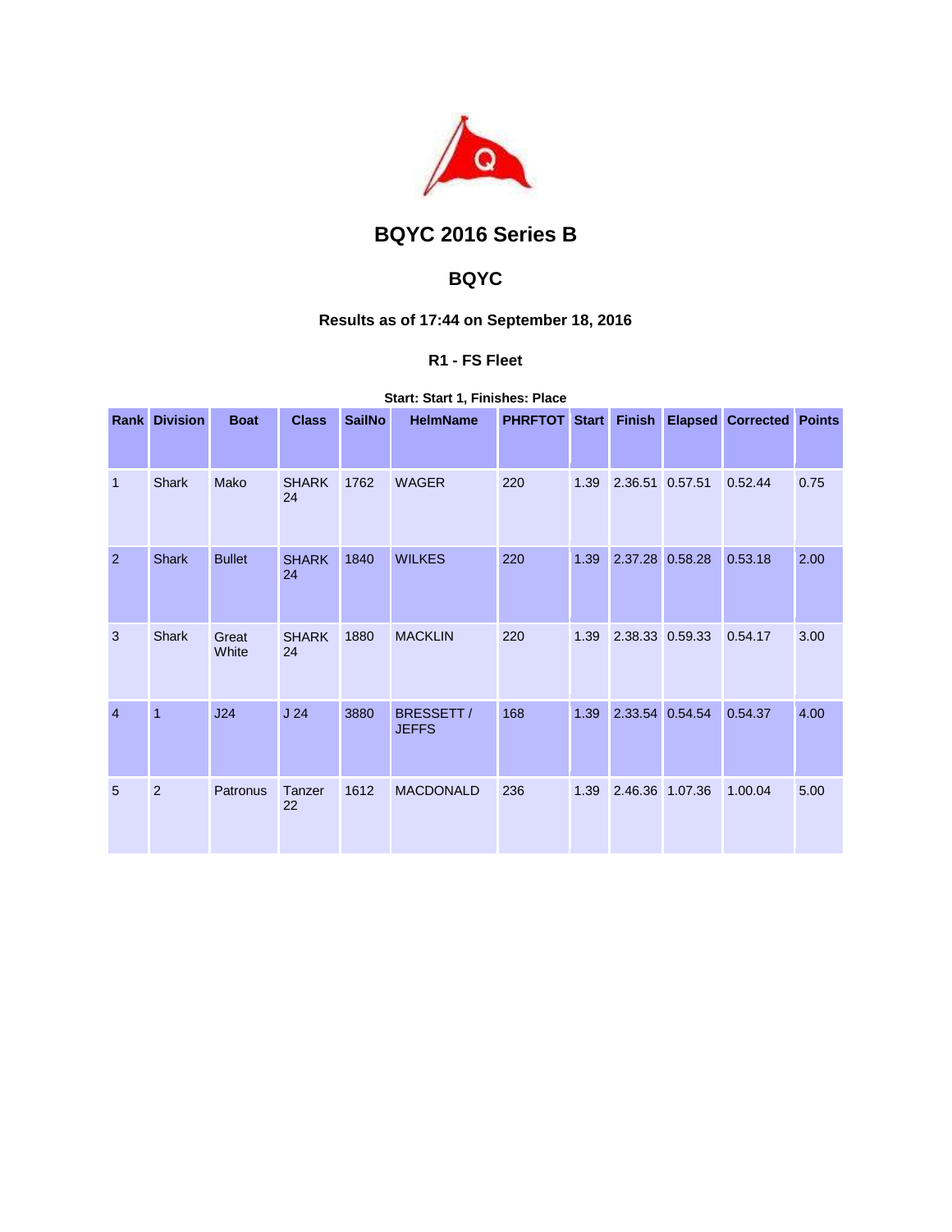# BQYC 2016 Series B

## BQYC

### Results as of 17:44 on September 18, 2016

#### R1 - FS Fleet

**Start: Start 1, Finishes: Place**

| Rank | Division | Boat | Class | SailNo | HelmName | PHRFTOT | Start | Finish | Elapsed | Corrected | Points |
|---|---|---|---|---|---|---|---|---|---|---|---|
| 1 | Shark | Mako | SHARK 24 | 1762 | WAGER | 220 | 1.39 | 2.36.51 | 0.57.51 | 0.52.44 | 0.75 |
| 2 | Shark | Bullet | SHARK 24 | 1840 | WILKES | 220 | 1.39 | 2.37.28 | 0.58.28 | 0.53.18 | 2.00 |
| 3 | Shark | Great White | SHARK 24 | 1880 | MACKLIN | 220 | 1.39 | 2.38.33 | 0.59.33 | 0.54.17 | 3.00 |
| 4 | 1 | J24 | J 24 | 3880 | BRESSETT / JEFFS | 168 | 1.39 | 2.33.54 | 0.54.54 | 0.54.37 | 4.00 |
| 5 | 2 | Patronus | Tanzer 22 | 1612 | MACDONALD | 236 | 1.39 | 2.46.36 | 1.07.36 | 1.00.04 | 5.00 |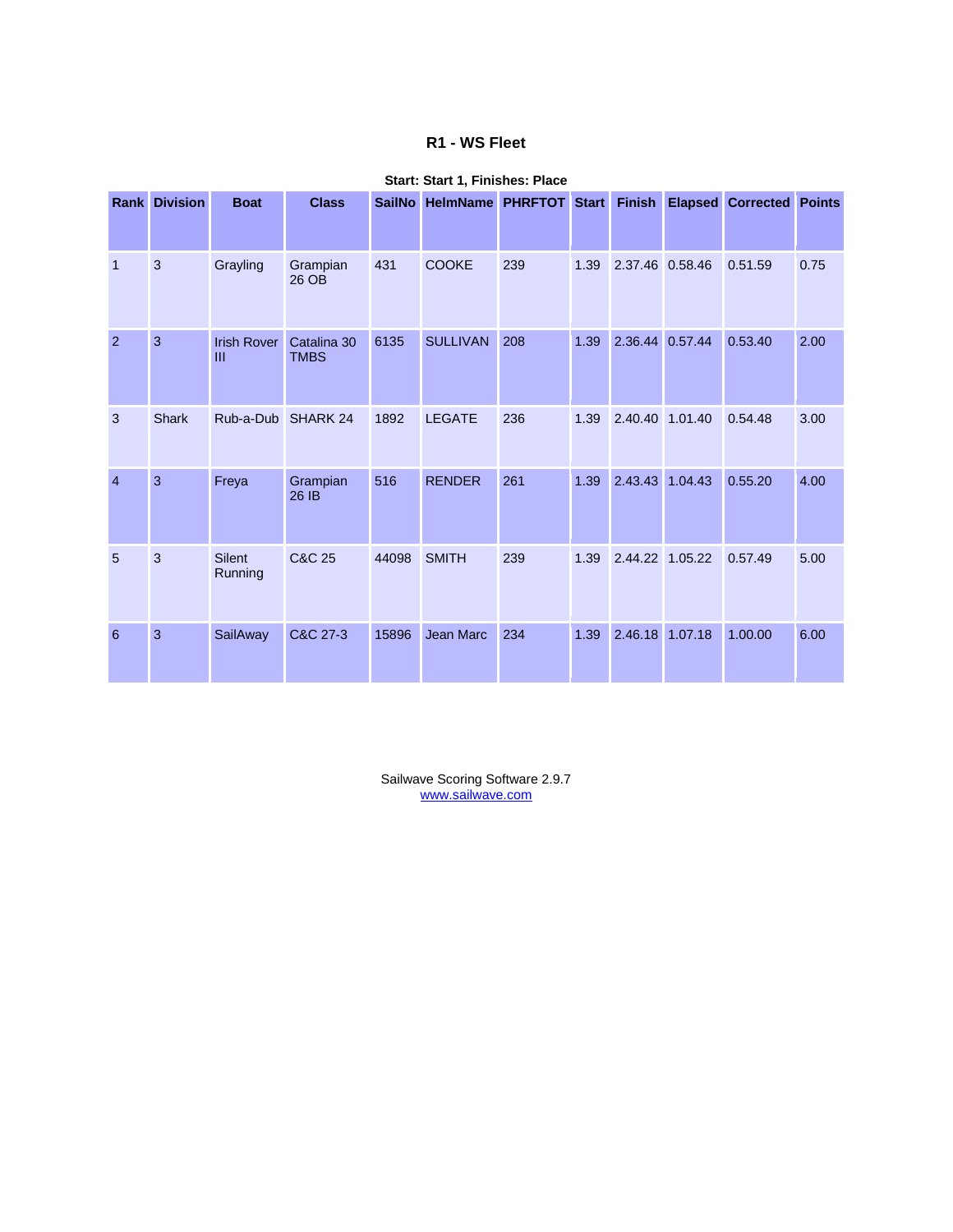### R1 - WS Fleet

**Start: Start 1, Finishes: Place**

| Rank | Division | Boat | Class | SailNo | HelmName | PHRFTOT | Start | Finish | Elapsed | Corrected | Points |
|---|---|---|---|---|---|---|---|---|---|---|---|
| 1 | 3 | Grayling | Grampian 26 OB | 431 | COOKE | 239 | 1.39 | 2.37.46 | 0.58.46 | 0.51.59 | 0.75 |
| 2 | 3 | Irish Rover III | Catalina 30 TMBS | 6135 | SULLIVAN | 208 | 1.39 | 2.36.44 | 0.57.44 | 0.53.40 | 2.00 |
| 3 | Shark | Rub-a-Dub | SHARK 24 | 1892 | LEGATE | 236 | 1.39 | 2.40.40 | 1.01.40 | 0.54.48 | 3.00 |
| 4 | 3 | Freya | Grampian 26 IB | 516 | RENDER | 261 | 1.39 | 2.43.43 | 1.04.43 | 0.55.20 | 4.00 |
| 5 | 3 | Silent Running | C&C 25 | 44098 | SMITH | 239 | 1.39 | 2.44.22 | 1.05.22 | 0.57.49 | 5.00 |
| 6 | 3 | SailAway | C&C 27-3 | 15896 | Jean Marc | 234 | 1.39 | 2.46.18 | 1.07.18 | 1.00.00 | 6.00 |

Sailwave Scoring Software 2.9.7
www.sailwave.com